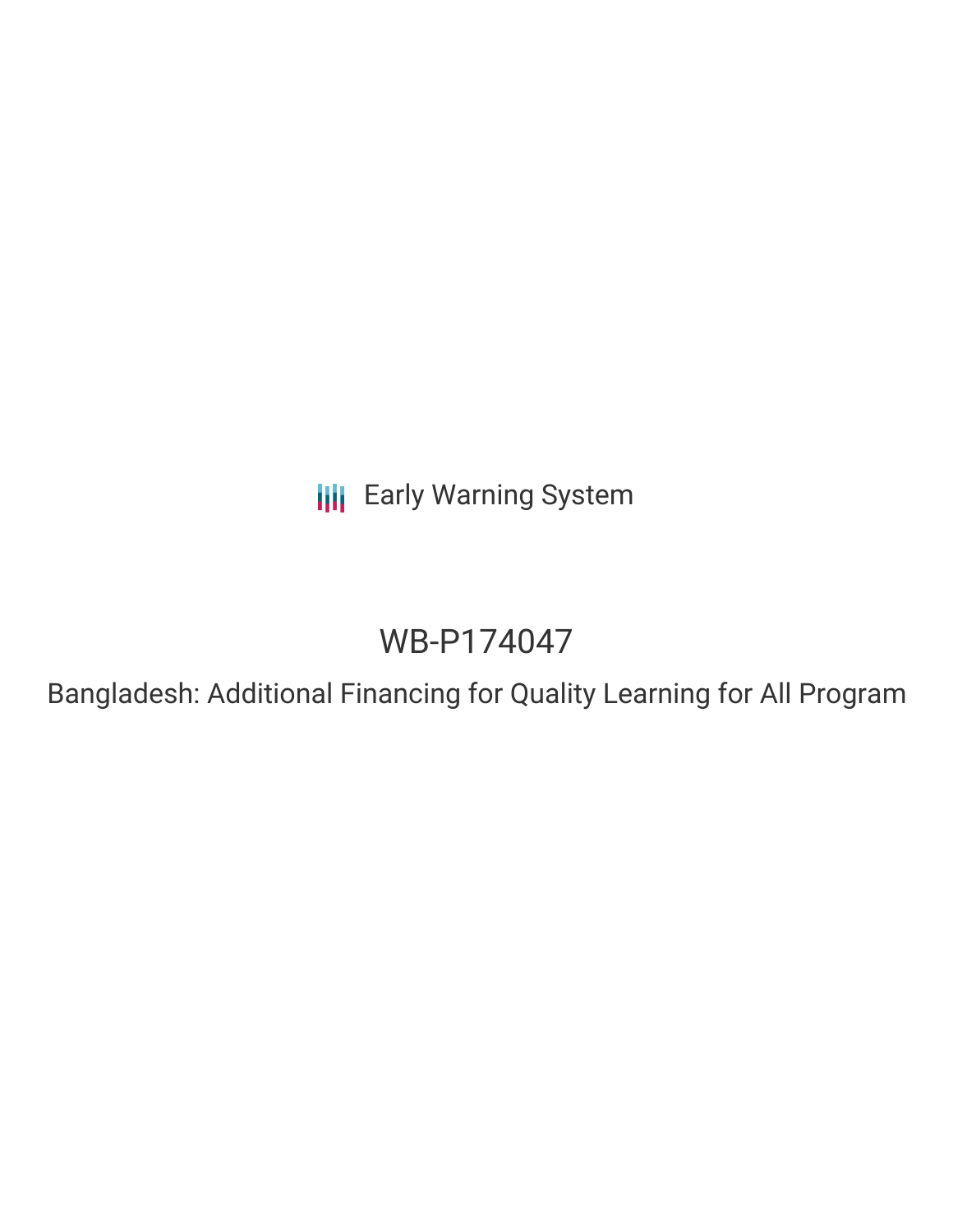Early Warning System

# WB-P174047

## Bangladesh: Additional Financing for Quality Learning for All Program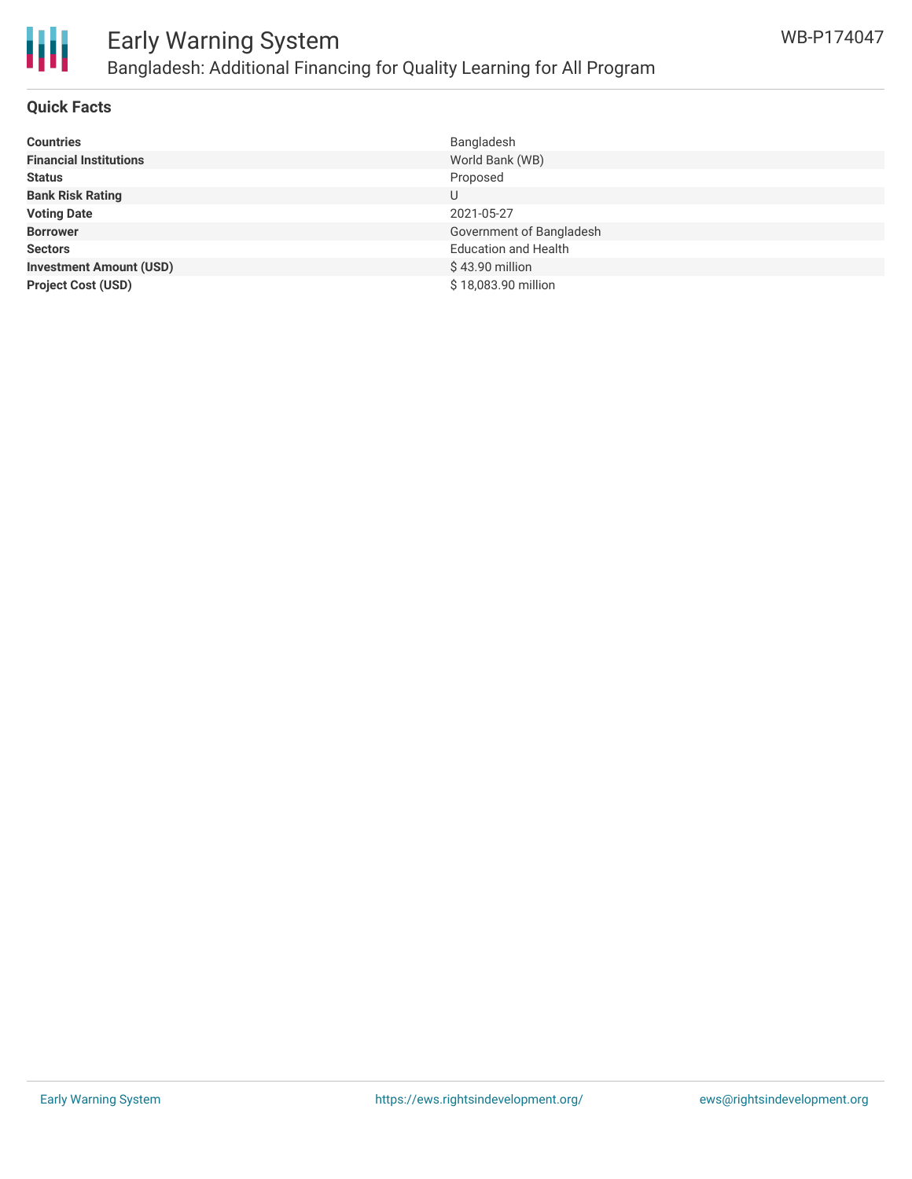## Quick Facts

| | |
|---|---|
| **Countries** | Bangladesh |
| **Financial Institutions** | World Bank (WB) |
| **Status** | Proposed |
| **Bank Risk Rating** | U |
| **Voting Date** | 2021-05-27 |
| **Borrower** | Government of Bangladesh |
| **Sectors** | Education and Health |
| **Investment Amount (USD)** | $ 43.90 million |
| **Project Cost (USD)** | $ 18,083.90 million |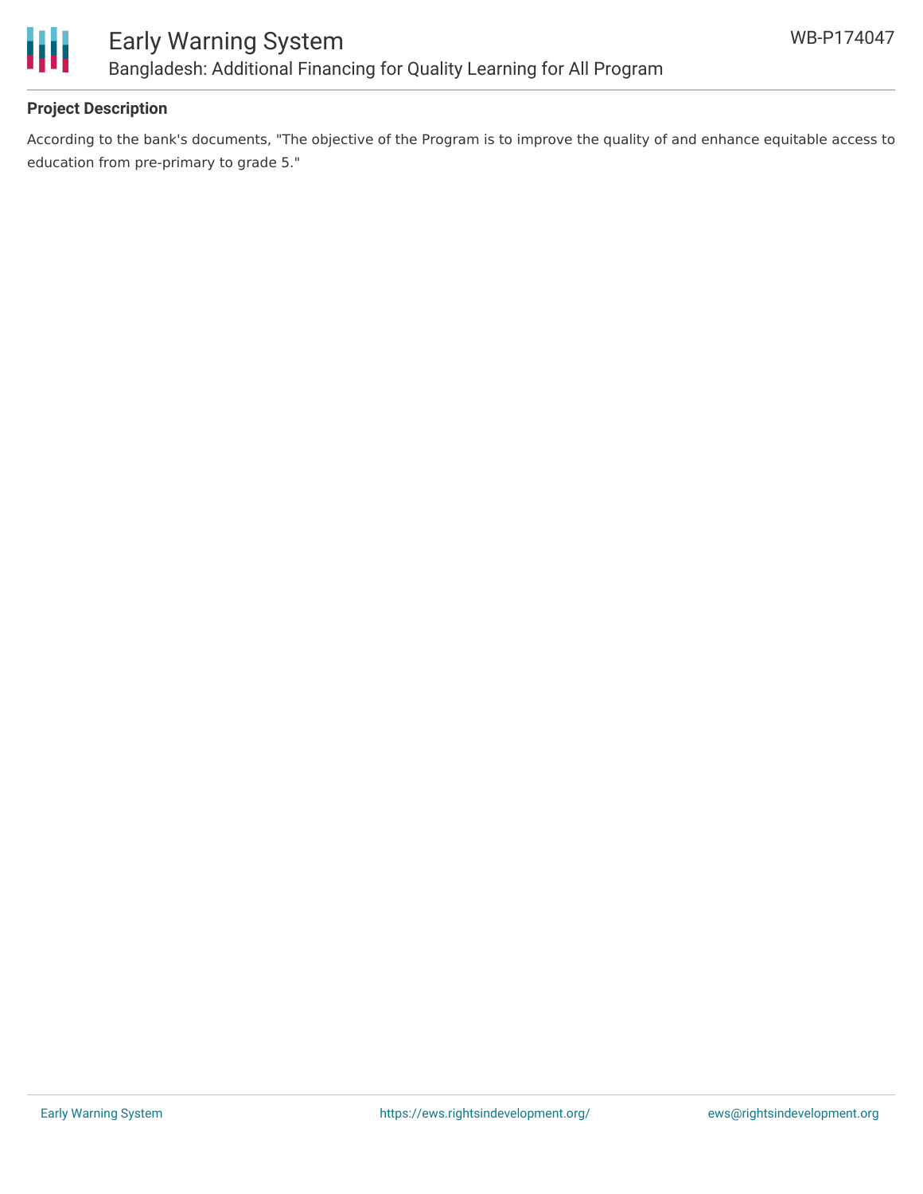## Project Description

According to the bank's documents, "The objective of the Program is to improve the quality of and enhance equitable access to education from pre-primary to grade 5."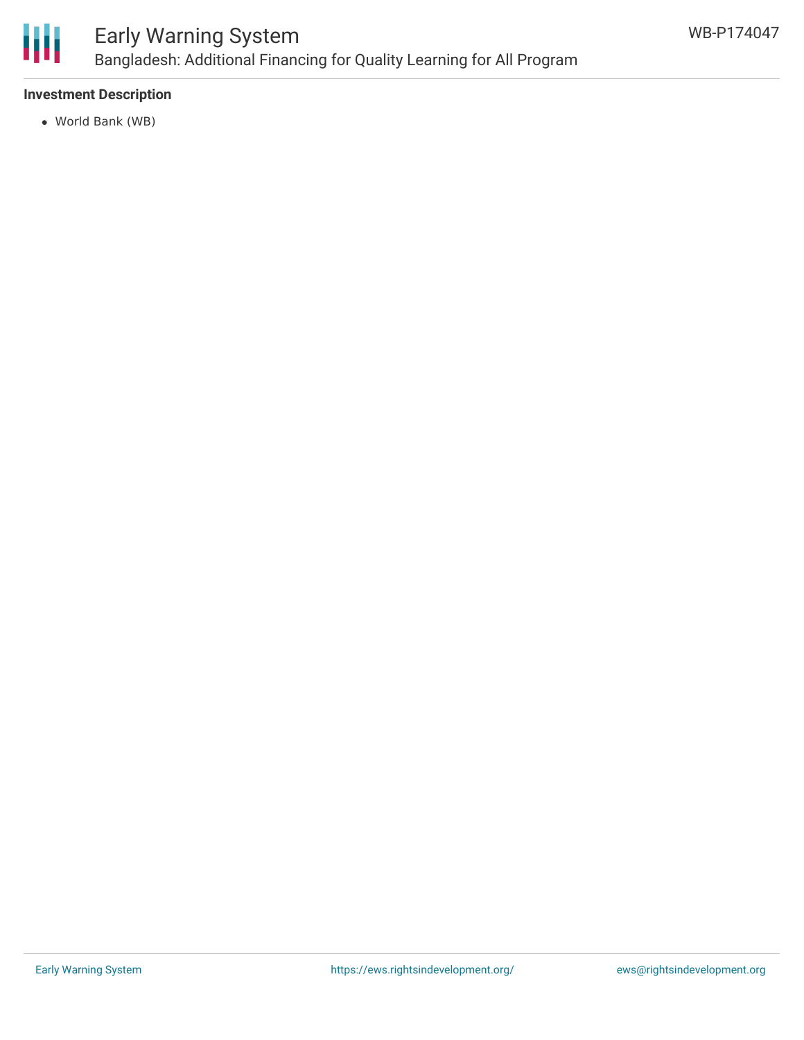#### Investment Description

- World Bank (WB)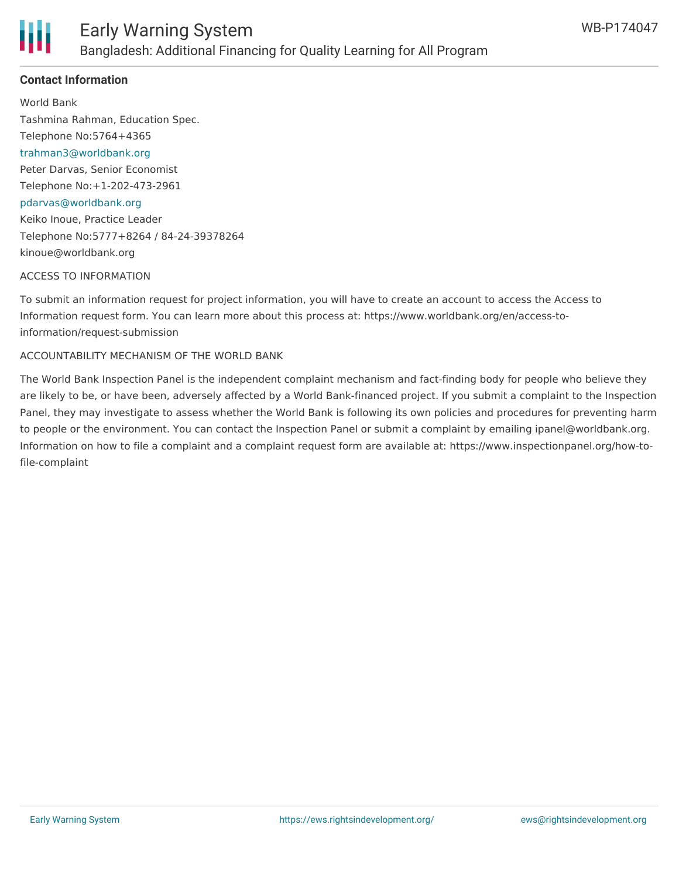**Contact Information**

World Bank
Tashmina Rahman, Education Spec.
Telephone No:5764+4365
trahman3@worldbank.org
Peter Darvas, Senior Economist
Telephone No:+1-202-473-2961
pdarvas@worldbank.org
Keiko Inoue, Practice Leader
Telephone No:5777+8264 / 84-24-39378264
kinoue@worldbank.org

ACCESS TO INFORMATION

To submit an information request for project information, you will have to create an account to access the Access to Information request form. You can learn more about this process at: https://www.worldbank.org/en/access-to-information/request-submission

ACCOUNTABILITY MECHANISM OF THE WORLD BANK

The World Bank Inspection Panel is the independent complaint mechanism and fact-finding body for people who believe they are likely to be, or have been, adversely affected by a World Bank-financed project. If you submit a complaint to the Inspection Panel, they may investigate to assess whether the World Bank is following its own policies and procedures for preventing harm to people or the environment. You can contact the Inspection Panel or submit a complaint by emailing ipanel@worldbank.org. Information on how to file a complaint and a complaint request form are available at: https://www.inspectionpanel.org/how-to-file-complaint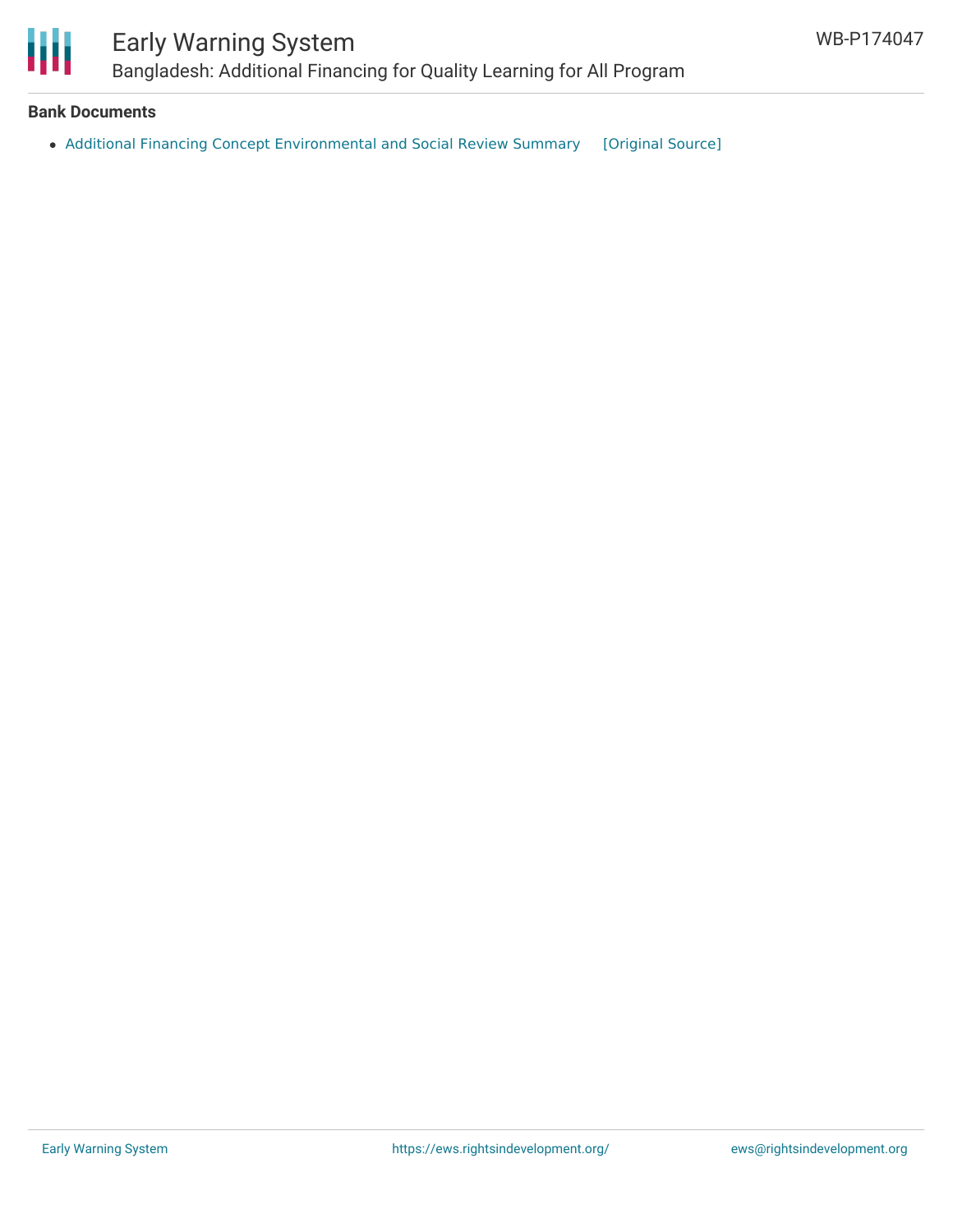**Bank Documents**

- Additional Financing Concept Environmental and Social Review Summary [Original Source]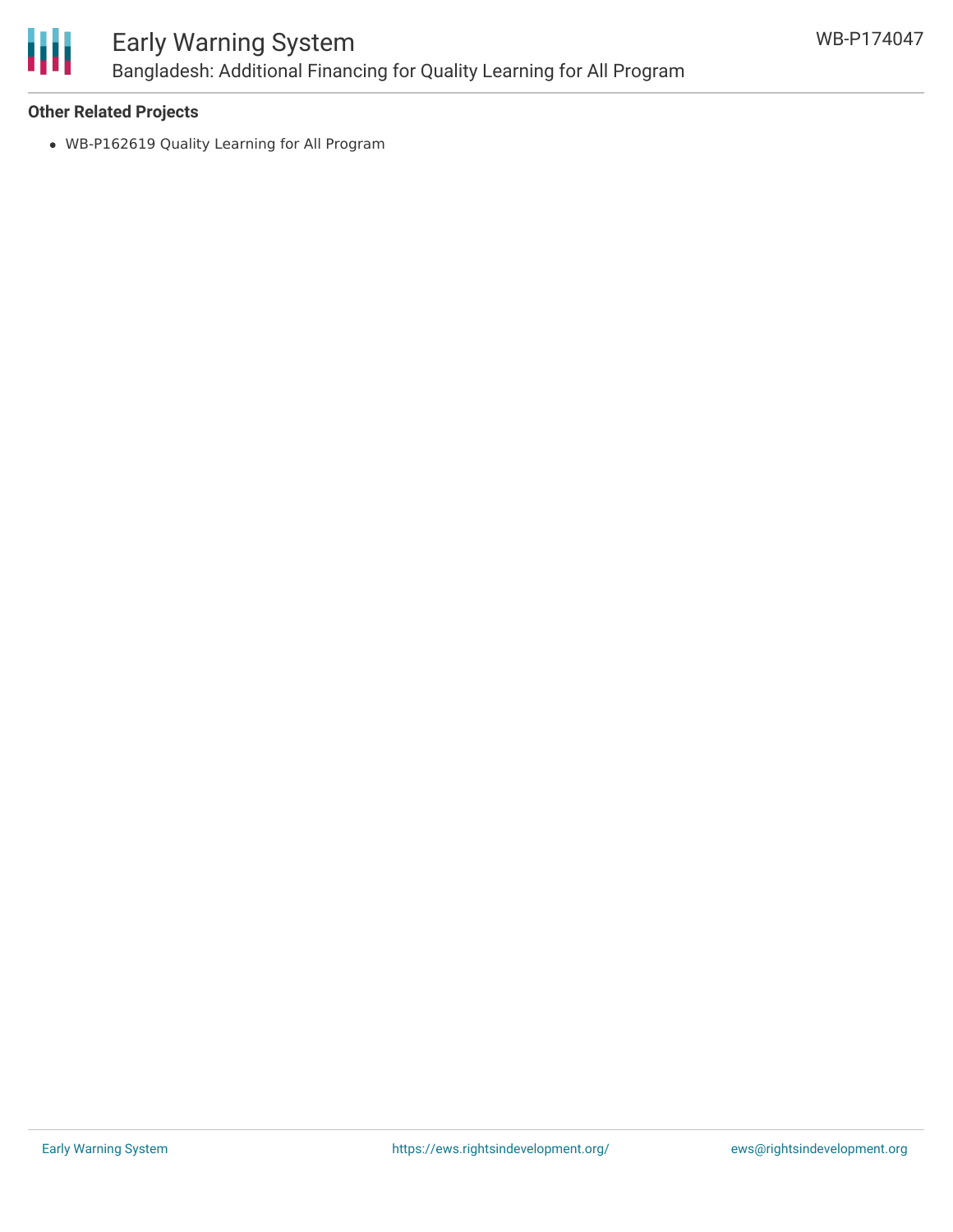**Other Related Projects**

- WB-P162619 Quality Learning for All Program